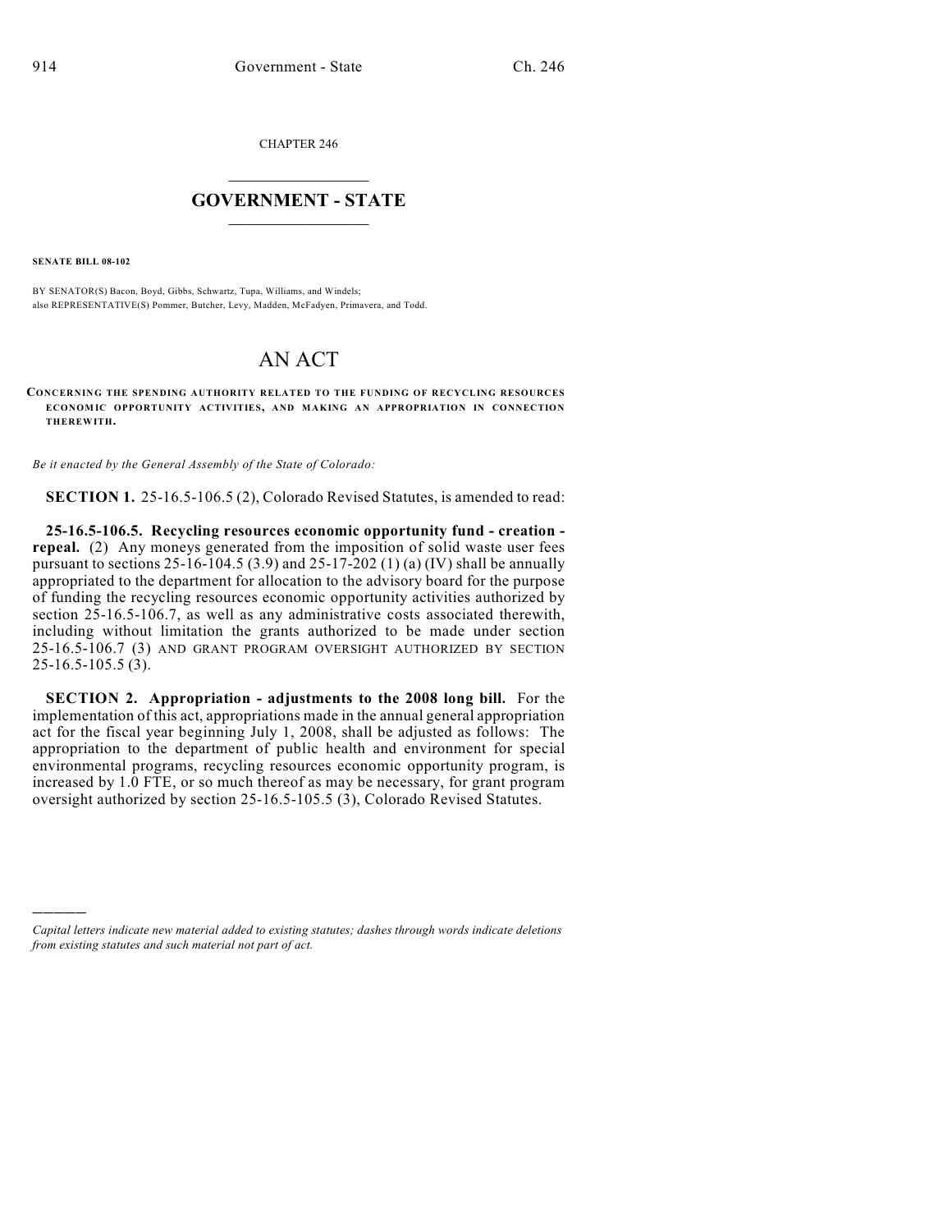CHAPTER 246

# GOVERNMENT - STATE

**SENATE BILL 08-102**

BY SENATOR(S) Bacon, Boyd, Gibbs, Schwartz, Tupa, Williams, and Windels;
also REPRESENTATIVE(S) Pommer, Butcher, Levy, Madden, McFadyen, Primavera, and Todd.

# AN ACT

**CONCERNING THE SPENDING AUTHORITY RELATED TO THE FUNDING OF RECYCLING RESOURCES ECONOMIC OPPORTUNITY ACTIVITIES, AND MAKING AN APPROPRIATION IN CONNECTION THEREWITH.**

*Be it enacted by the General Assembly of the State of Colorado:*

**SECTION 1.** 25-16.5-106.5 (2), Colorado Revised Statutes, is amended to read:

**25-16.5-106.5. Recycling resources economic opportunity fund - creation - repeal.** (2) Any moneys generated from the imposition of solid waste user fees pursuant to sections 25-16-104.5 (3.9) and 25-17-202 (1) (a) (IV) shall be annually appropriated to the department for allocation to the advisory board for the purpose of funding the recycling resources economic opportunity activities authorized by section 25-16.5-106.7, as well as any administrative costs associated therewith, including without limitation the grants authorized to be made under section 25-16.5-106.7 (3) AND GRANT PROGRAM OVERSIGHT AUTHORIZED BY SECTION 25-16.5-105.5 (3).

**SECTION 2. Appropriation - adjustments to the 2008 long bill.** For the implementation of this act, appropriations made in the annual general appropriation act for the fiscal year beginning July 1, 2008, shall be adjusted as follows: The appropriation to the department of public health and environment for special environmental programs, recycling resources economic opportunity program, is increased by 1.0 FTE, or so much thereof as may be necessary, for grant program oversight authorized by section 25-16.5-105.5 (3), Colorado Revised Statutes.

---

*Capital letters indicate new material added to existing statutes; dashes through words indicate deletions from existing statutes and such material not part of act.*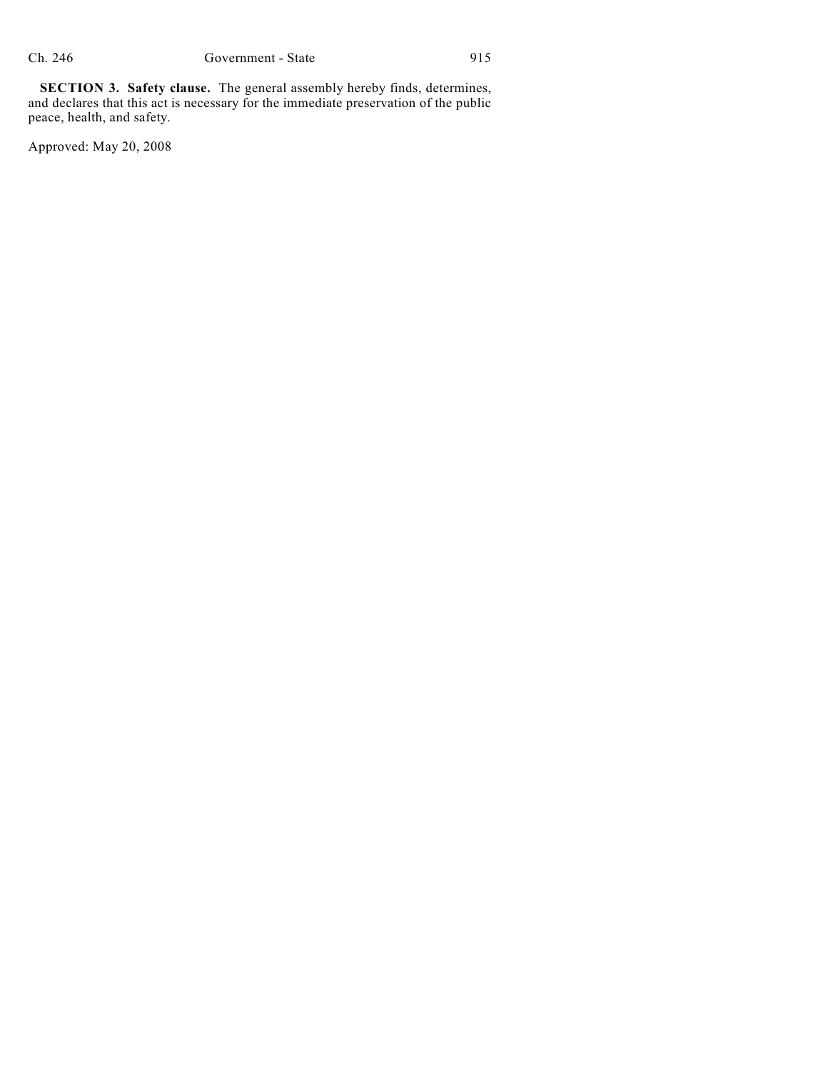**SECTION 3. Safety clause.** The general assembly hereby finds, determines, and declares that this act is necessary for the immediate preservation of the public peace, health, and safety.

Approved: May 20, 2008